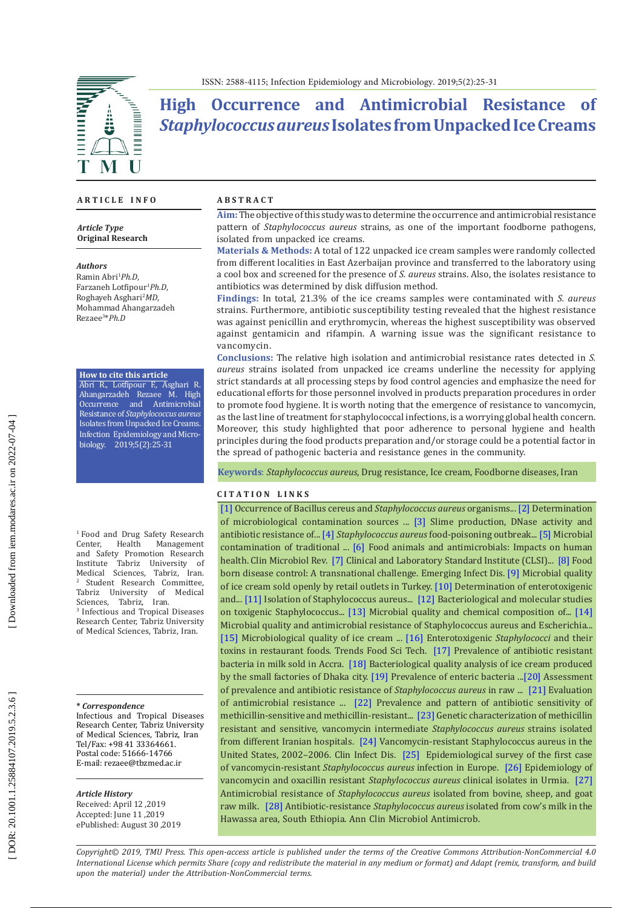ISSN: 2588-4115; Infection Epidemiology and Microbiology. 2019;5(2):25-31

# High Occurrence and Antimicrobial Resistance of *Staphylococcus aureus* Isolates from Unpacked Ice Creams

## ARTICLE INFO

***Article Type***
**Original Research**

***Authors***
Ramin Abri[1]*Ph.D*,
Farzaneh Lotfipour[1]*Ph.D*,
Roghayeh Asghari[2]*MD*,
Mohammad Ahangarzadeh Rezaee[3]* *Ph.D*

**How to cite this article**
Abri R., Lotfipour F., Asghari R. Ahangarzadeh Rezaee M. High Occurrence and Antimicrobial Resistance of *Staphylococcus aureus* Isolates from Unpacked Ice Creams. Infection Epidemiology and Microbiology. 2019;5(2):25-31

[1] Food and Drug Safety Research Center, Health Management and Safety Promotion Research Institute Tabriz University of Medical Sciences, Tabriz, Iran.
[2] Student Research Committee, Tabriz University of Medical Sciences, Tabriz, Iran.
[3] Infectious and Tropical Diseases Research Center, Tabriz University of Medical Sciences, Tabriz, Iran.

***\* Correspondence***
Infectious and Tropical Diseases Research Center, Tabriz University of Medical Sciences, Tabriz, Iran
Tel/Fax: +98 41 33364661.
Postal code: 51666-14766
E-mail: rezaee@tbzmed.ac.ir

***Article History***
Received: April 12 ,2019
Accepted: June 11 ,2019
ePublished: August 30 ,2019

## ABSTRACT

**Aim:** The objective of this study was to determine the occurrence and antimicrobial resistance pattern of *Staphylococcus aureus* strains, as one of the important foodborne pathogens, isolated from unpacked ice creams.

**Materials & Methods:** A total of 122 unpacked ice cream samples were randomly collected from different localities in East Azerbaijan province and transferred to the laboratory using a cool box and screened for the presence of *S. aureus* strains. Also, the isolates resistance to antibiotics was determined by disk diffusion method.

**Findings:** In total, 21.3% of the ice creams samples were contaminated with *S. aureus* strains. Furthermore, antibiotic susceptibility testing revealed that the highest resistance was against penicillin and erythromycin, whereas the highest susceptibility was observed against gentamicin and rifampin. A warning issue was the significant resistance to vancomycin.

**Conclusions:** The relative high isolation and antimicrobial resistance rates detected in *S. aureus* strains isolated from unpacked ice creams underline the necessity for applying strict standards at all processing steps by food control agencies and emphasize the need for educational efforts for those personnel involved in products preparation procedures in order to promote food hygiene. It is worth noting that the emergence of resistance to vancomycin, as the last line of treatment for staphylococcal infections, is a worrying global health concern. Moreover, this study highlighted that poor adherence to personal hygiene and health principles during the food products preparation and/or storage could be a potential factor in the spread of pathogenic bacteria and resistance genes in the community.

**Keywords**: *Staphylococcus aureus*, Drug resistance, Ice cream, Foodborne diseases, Iran

## CITATION LINKS

[1] Occurrence of Bacillus cereus and *Staphylococcus aureus* organisms... [2] Determination of microbiological contamination sources ... [3] Slime production, DNase activity and antibiotic resistance of... [4] *Staphylococcus aureus* food-poisoning outbreak... [5] Microbial contamination of traditional ... [6] Food animals and antimicrobials: Impacts on human health. Clin Microbiol Rev. [7] Clinical and Laboratory Standard Institute (CLSI)... [8] Food born disease control: A transnational challenge. Emerging Infect Dis. [9] Microbial quality of ice cream sold openly by retail outlets in Turkey. [10] Determination of enterotoxigenic and... [11] Isolation of Staphylococcus aureus... [12] Bacteriological and molecular studies on toxigenic Staphylococcus... [13] Microbial quality and chemical composition of... [14] Microbial quality and antimicrobial resistance of Staphylococcus aureus and Escherichia... [15] Microbiological quality of ice cream ... [16] Enterotoxigenic *Staphylococci* and their toxins in restaurant foods. Trends Food Sci Tech. [17] Prevalence of antibiotic resistant bacteria in milk sold in Accra. [18] Bacteriological quality analysis of ice cream produced by the small factories of Dhaka city. [19] Prevalence of enteric bacteria ...[20] Assessment of prevalence and antibiotic resistance of *Staphylococcus aureus* in raw ... [21] Evaluation of antimicrobial resistance ... [22] Prevalence and pattern of antibiotic sensitivity of methicillin-sensitive and methicillin-resistant... [23] Genetic characterization of methicillin resistant and sensitive, vancomycin intermediate *Staphylococcus aureus* strains isolated from different Iranian hospitals. [24] Vancomycin-resistant Staphylococcus aureus in the United States, 2002–2006. Clin Infect Dis. [25] Epidemiological survey of the first case of vancomycin-resistant *Staphylococcus aureus* infection in Europe. [26] Epidemiology of vancomycin and oxacillin resistant *Staphylococcus aureus* clinical isolates in Urmia. [27] Antimicrobial resistance of *Staphylococcus aureus* isolated from bovine, sheep, and goat raw milk. [28] Antibiotic-resistance *Staphylococcus aureus* isolated from cow's milk in the Hawassa area, South Ethiopia. Ann Clin Microbiol Antimicrob.

*Copyright© 2019, TMU Press. This open-access article is published under the terms of the Creative Commons Attribution-NonCommercial 4.0 International License which permits Share (copy and redistribute the material in any medium or format) and Adapt (remix, transform, and build upon the material) under the Attribution-NonCommercial terms.*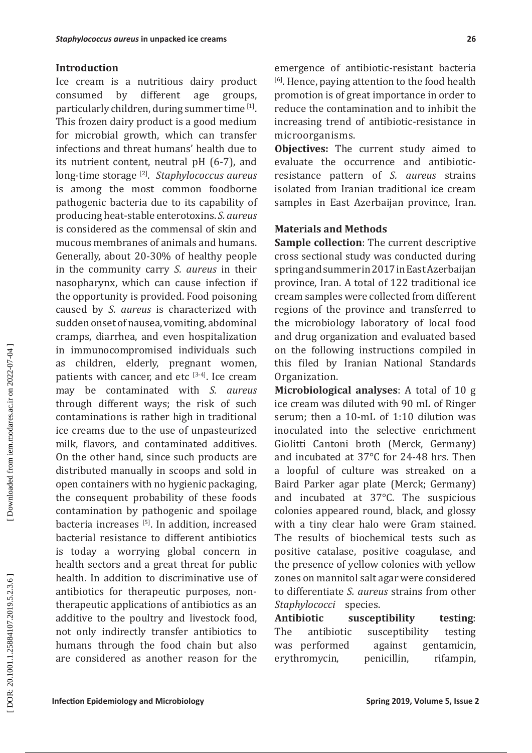## Introduction

Ice cream is a nutritious dairy product consumed by different age groups, particularly children, during summer time [1]. This frozen dairy product is a good medium for microbial growth, which can transfer infections and threat humans' health due to its nutrient content, neutral pH (6-7), and long-time storage [2]. *Staphylococcus aureus* is among the most common foodborne pathogenic bacteria due to its capability of producing heat-stable enterotoxins. *S. aureus* is considered as the commensal of skin and mucous membranes of animals and humans. Generally, about 20-30% of healthy people in the community carry *S. aureus* in their nasopharynx, which can cause infection if the opportunity is provided. Food poisoning caused by *S. aureus* is characterized with sudden onset of nausea, vomiting, abdominal cramps, diarrhea, and even hospitalization in immunocompromised individuals such as children, elderly, pregnant women, patients with cancer, and etc [3-4]. Ice cream may be contaminated with *S. aureus* through different ways; the risk of such contaminations is rather high in traditional ice creams due to the use of unpasteurized milk, flavors, and contaminated additives. On the other hand, since such products are distributed manually in scoops and sold in open containers with no hygienic packaging, the consequent probability of these foods contamination by pathogenic and spoilage bacteria increases [5]. In addition, increased bacterial resistance to different antibiotics is today a worrying global concern in health sectors and a great threat for public health. In addition to discriminative use of antibiotics for therapeutic purposes, non-therapeutic applications of antibiotics as an additive to the poultry and livestock food, not only indirectly transfer antibiotics to humans through the food chain but also are considered as another reason for the emergence of antibiotic-resistant bacteria [6]. Hence, paying attention to the food health promotion is of great importance in order to reduce the contamination and to inhibit the increasing trend of antibiotic-resistance in microorganisms.

**Objectives:** The current study aimed to evaluate the occurrence and antibiotic-resistance pattern of *S. aureus* strains isolated from Iranian traditional ice cream samples in East Azerbaijan province, Iran.

## Materials and Methods

**Sample collection**: The current descriptive cross sectional study was conducted during spring and summer in 2017 in East Azerbaijan province, Iran. A total of 122 traditional ice cream samples were collected from different regions of the province and transferred to the microbiology laboratory of local food and drug organization and evaluated based on the following instructions compiled in this filed by Iranian National Standards Organization.

**Microbiological analyses**: A total of 10 g ice cream was diluted with 90 mL of Ringer serum; then a 10-mL of 1:10 dilution was inoculated into the selective enrichment Giolitti Cantoni broth (Merck, Germany) and incubated at 37°C for 24-48 hrs. Then a loopful of culture was streaked on a Baird Parker agar plate (Merck; Germany) and incubated at 37°C. The suspicious colonies appeared round, black, and glossy with a tiny clear halo were Gram stained. The results of biochemical tests such as positive catalase, positive coagulase, and the presence of yellow colonies with yellow zones on mannitol salt agar were considered to differentiate *S. aureus* strains from other *Staphylococci* species.

**Antibiotic susceptibility testing**: The antibiotic susceptibility testing was performed against gentamicin, erythromycin, penicillin, rifampin,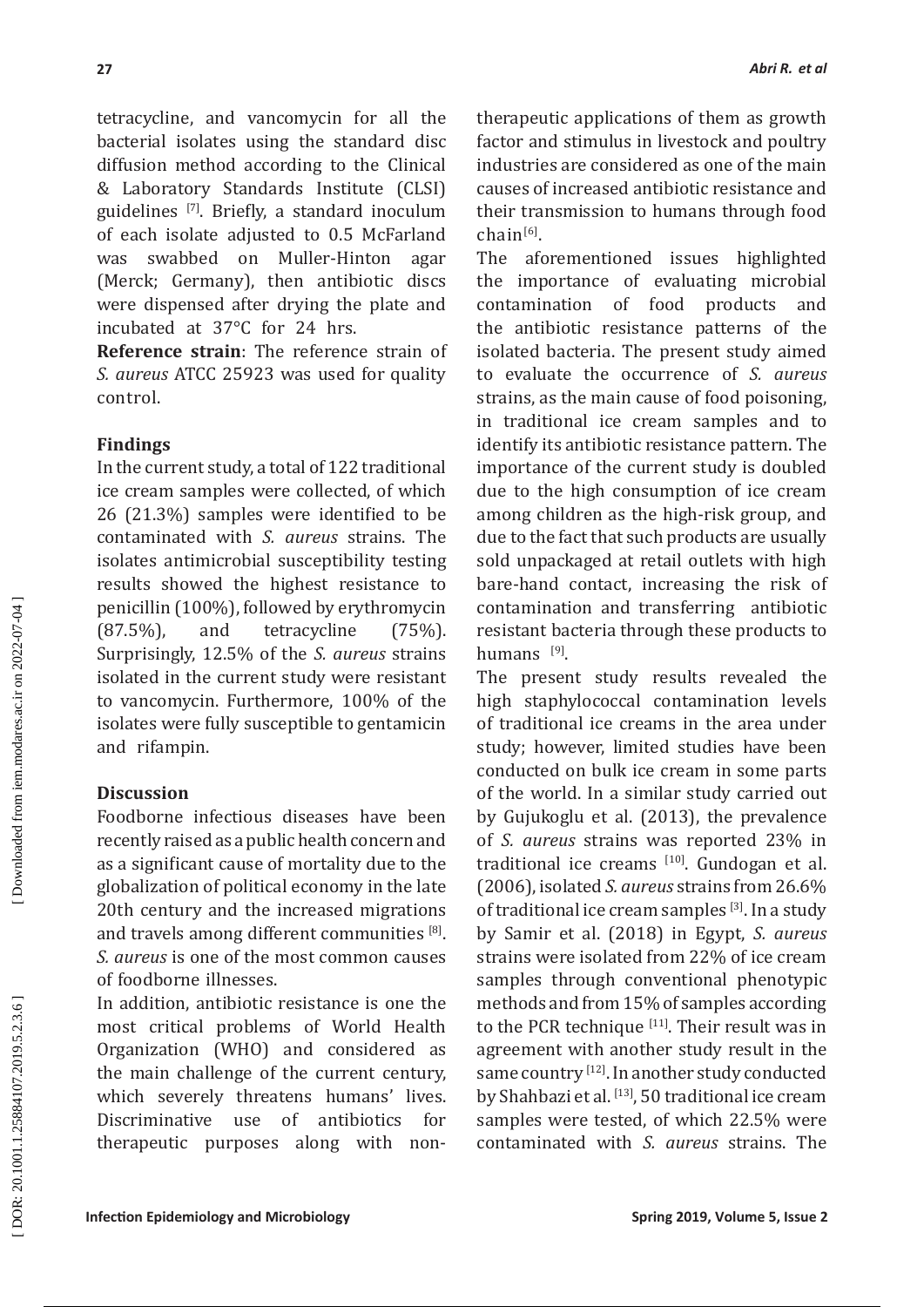tetracycline, and vancomycin for all the bacterial isolates using the standard disc diffusion method according to the Clinical & Laboratory Standards Institute (CLSI) guidelines [7]. Briefly, a standard inoculum of each isolate adjusted to 0.5 McFarland was swabbed on Muller-Hinton agar (Merck; Germany), then antibiotic discs were dispensed after drying the plate and incubated at 37°C for 24 hrs.

**Reference strain**: The reference strain of *S. aureus* ATCC 25923 was used for quality control.

## Findings

In the current study, a total of 122 traditional ice cream samples were collected, of which 26 (21.3%) samples were identified to be contaminated with *S. aureus* strains. The isolates antimicrobial susceptibility testing results showed the highest resistance to penicillin (100%), followed by erythromycin (87.5%), and tetracycline (75%). Surprisingly, 12.5% of the *S. aureus* strains isolated in the current study were resistant to vancomycin. Furthermore, 100% of the isolates were fully susceptible to gentamicin and rifampin.

## Discussion

Foodborne infectious diseases have been recently raised as a public health concern and as a significant cause of mortality due to the globalization of political economy in the late 20th century and the increased migrations and travels among different communities [8]. *S. aureus* is one of the most common causes of foodborne illnesses.

In addition, antibiotic resistance is one the most critical problems of World Health Organization (WHO) and considered as the main challenge of the current century, which severely threatens humans' lives. Discriminative use of antibiotics for therapeutic purposes along with non-therapeutic applications of them as growth factor and stimulus in livestock and poultry industries are considered as one of the main causes of increased antibiotic resistance and their transmission to humans through food chain[6].

The aforementioned issues highlighted the importance of evaluating microbial contamination of food products and the antibiotic resistance patterns of the isolated bacteria. The present study aimed to evaluate the occurrence of *S. aureus* strains, as the main cause of food poisoning, in traditional ice cream samples and to identify its antibiotic resistance pattern. The importance of the current study is doubled due to the high consumption of ice cream among children as the high-risk group, and due to the fact that such products are usually sold unpackaged at retail outlets with high bare-hand contact, increasing the risk of contamination and transferring antibiotic resistant bacteria through these products to humans [9].

The present study results revealed the high staphylococcal contamination levels of traditional ice creams in the area under study; however, limited studies have been conducted on bulk ice cream in some parts of the world. In a similar study carried out by Gujukoglu et al. (2013), the prevalence of *S. aureus* strains was reported 23% in traditional ice creams [10]. Gundogan et al. (2006), isolated *S. aureus* strains from 26.6% of traditional ice cream samples [3]. In a study by Samir et al. (2018) in Egypt, *S. aureus* strains were isolated from 22% of ice cream samples through conventional phenotypic methods and from 15% of samples according to the PCR technique [11]. Their result was in agreement with another study result in the same country [12]. In another study conducted by Shahbazi et al. [13], 50 traditional ice cream samples were tested, of which 22.5% were contaminated with *S. aureus* strains. The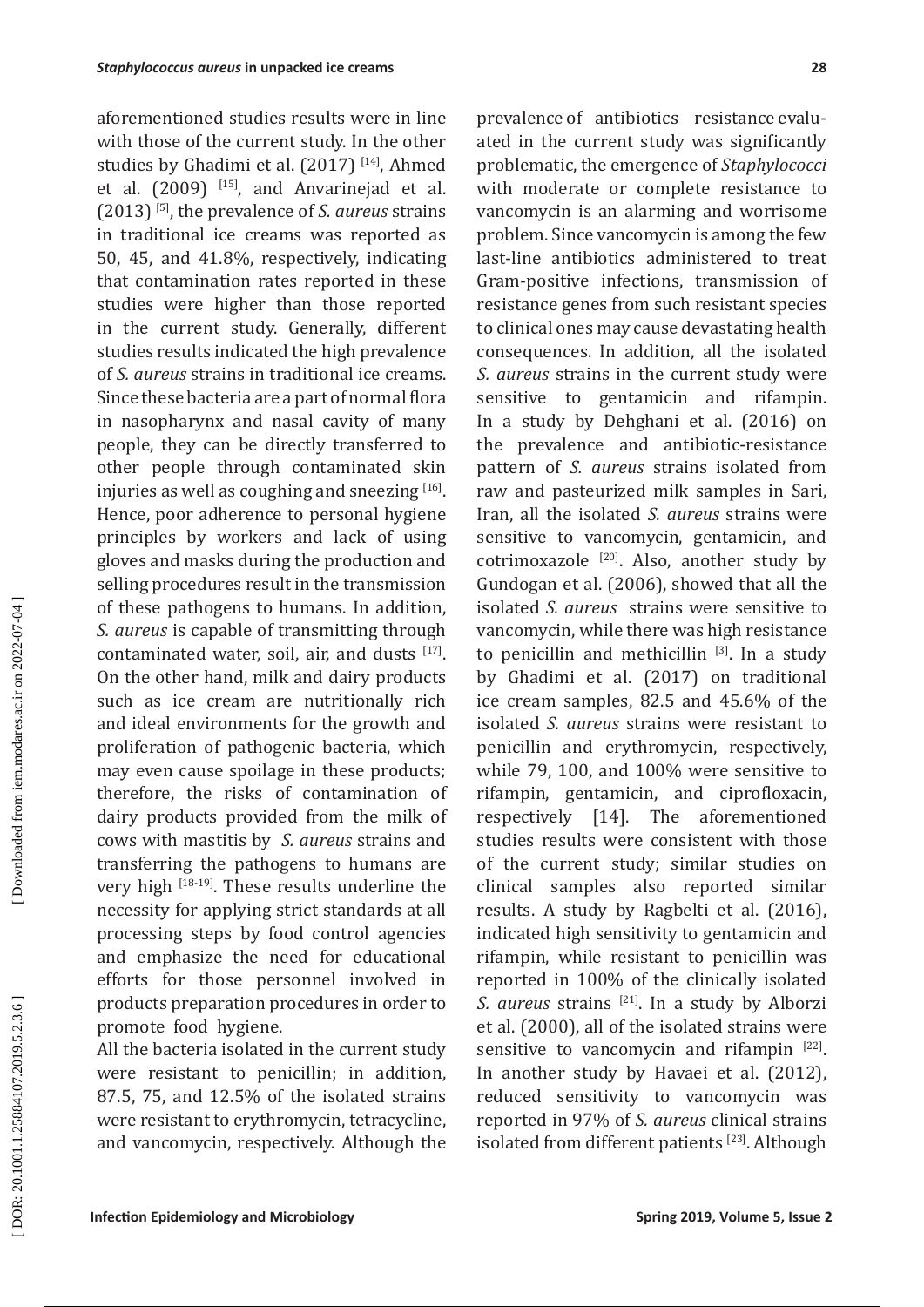aforementioned studies results were in line with those of the current study. In the other studies by Ghadimi et al. (2017) [14], Ahmed et al. (2009) [15], and Anvarinejad et al. (2013) [5], the prevalence of *S. aureus* strains in traditional ice creams was reported as 50, 45, and 41.8%, respectively, indicating that contamination rates reported in these studies were higher than those reported in the current study. Generally, different studies results indicated the high prevalence of *S. aureus* strains in traditional ice creams. Since these bacteria are a part of normal flora in nasopharynx and nasal cavity of many people, they can be directly transferred to other people through contaminated skin injuries as well as coughing and sneezing [16]. Hence, poor adherence to personal hygiene principles by workers and lack of using gloves and masks during the production and selling procedures result in the transmission of these pathogens to humans. In addition, *S. aureus* is capable of transmitting through contaminated water, soil, air, and dusts [17]. On the other hand, milk and dairy products such as ice cream are nutritionally rich and ideal environments for the growth and proliferation of pathogenic bacteria, which may even cause spoilage in these products; therefore, the risks of contamination of dairy products provided from the milk of cows with mastitis by *S. aureus* strains and transferring the pathogens to humans are very high [18-19]. These results underline the necessity for applying strict standards at all processing steps by food control agencies and emphasize the need for educational efforts for those personnel involved in products preparation procedures in order to promote food hygiene.

All the bacteria isolated in the current study were resistant to penicillin; in addition, 87.5, 75, and 12.5% of the isolated strains were resistant to erythromycin, tetracycline, and vancomycin, respectively. Although the prevalence of antibiotics resistance evaluated in the current study was significantly problematic, the emergence of *Staphylococci* with moderate or complete resistance to vancomycin is an alarming and worrisome problem. Since vancomycin is among the few last-line antibiotics administered to treat Gram-positive infections, transmission of resistance genes from such resistant species to clinical ones may cause devastating health consequences. In addition, all the isolated *S. aureus* strains in the current study were sensitive to gentamicin and rifampin. In a study by Dehghani et al. (2016) on the prevalence and antibiotic-resistance pattern of *S. aureus* strains isolated from raw and pasteurized milk samples in Sari, Iran, all the isolated *S. aureus* strains were sensitive to vancomycin, gentamicin, and cotrimoxazole [20]. Also, another study by Gundogan et al. (2006), showed that all the isolated *S. aureus* strains were sensitive to vancomycin, while there was high resistance to penicillin and methicillin [3]. In a study by Ghadimi et al. (2017) on traditional ice cream samples, 82.5 and 45.6% of the isolated *S. aureus* strains were resistant to penicillin and erythromycin, respectively, while 79, 100, and 100% were sensitive to rifampin, gentamicin, and ciprofloxacin, respectively [14]. The aforementioned studies results were consistent with those of the current study; similar studies on clinical samples also reported similar results. A study by Ragbelti et al. (2016), indicated high sensitivity to gentamicin and rifampin, while resistant to penicillin was reported in 100% of the clinically isolated *S. aureus* strains [21]. In a study by Alborzi et al. (2000), all of the isolated strains were sensitive to vancomycin and rifampin [22]. In another study by Havaei et al. (2012), reduced sensitivity to vancomycin was reported in 97% of *S. aureus* clinical strains isolated from different patients [23]. Although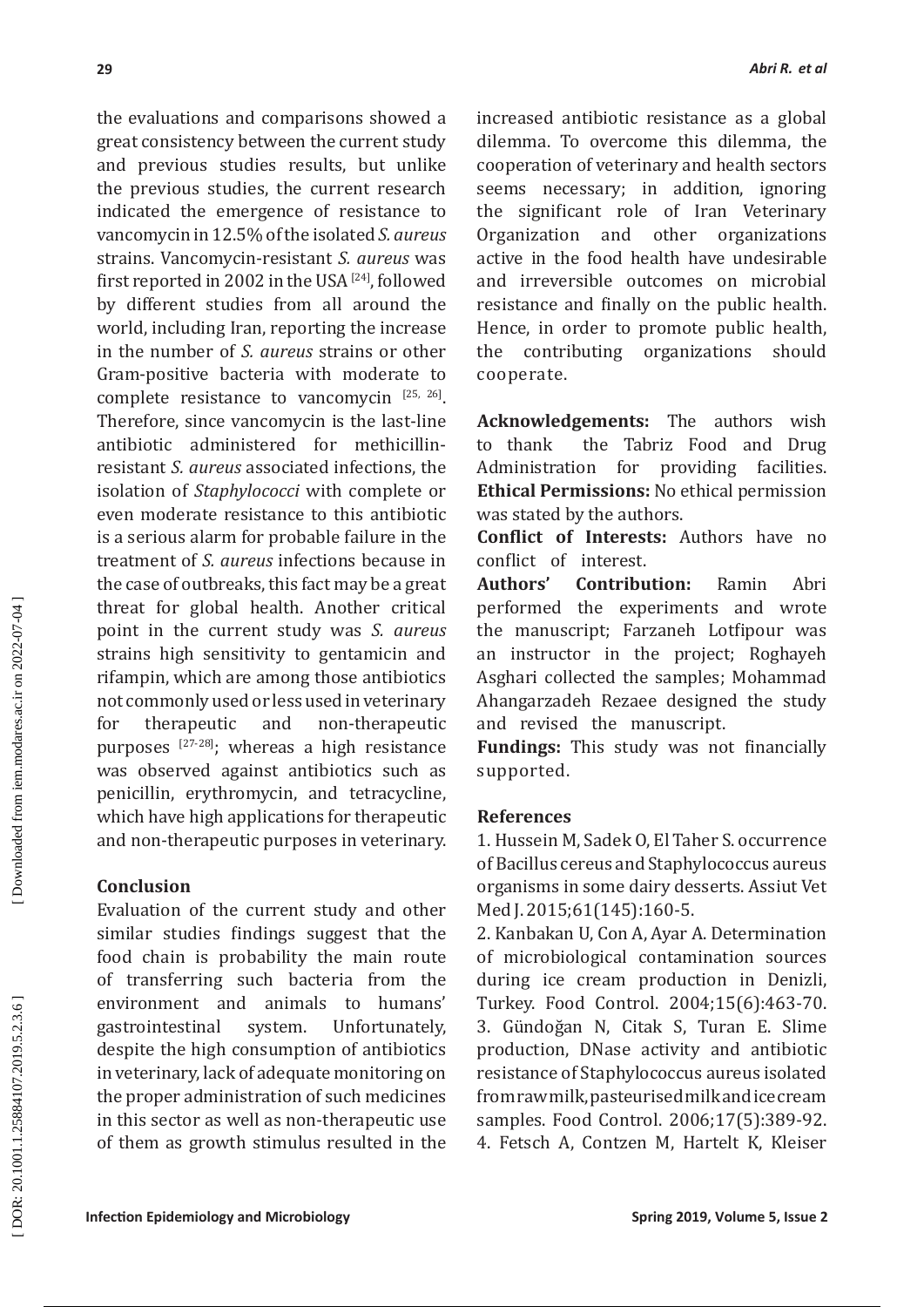the evaluations and comparisons showed a great consistency between the current study and previous studies results, but unlike the previous studies, the current research indicated the emergence of resistance to vancomycin in 12.5% of the isolated *S. aureus* strains. Vancomycin-resistant *S. aureus* was first reported in 2002 in the USA [24], followed by different studies from all around the world, including Iran, reporting the increase in the number of *S. aureus* strains or other Gram-positive bacteria with moderate to complete resistance to vancomycin [25, 26]. Therefore, since vancomycin is the last-line antibiotic administered for methicillin-resistant *S. aureus* associated infections, the isolation of *Staphylococci* with complete or even moderate resistance to this antibiotic is a serious alarm for probable failure in the treatment of *S. aureus* infections because in the case of outbreaks, this fact may be a great threat for global health. Another critical point in the current study was *S. aureus* strains high sensitivity to gentamicin and rifampin, which are among those antibiotics not commonly used or less used in veterinary for therapeutic and non-therapeutic purposes [27-28]; whereas a high resistance was observed against antibiotics such as penicillin, erythromycin, and tetracycline, which have high applications for therapeutic and non-therapeutic purposes in veterinary.

## Conclusion

Evaluation of the current study and other similar studies findings suggest that the food chain is probability the main route of transferring such bacteria from the environment and animals to humans' gastrointestinal system. Unfortunately, despite the high consumption of antibiotics in veterinary, lack of adequate monitoring on the proper administration of such medicines in this sector as well as non-therapeutic use of them as growth stimulus resulted in the increased antibiotic resistance as a global dilemma. To overcome this dilemma, the cooperation of veterinary and health sectors seems necessary; in addition, ignoring the significant role of Iran Veterinary Organization and other organizations active in the food health have undesirable and irreversible outcomes on microbial resistance and finally on the public health. Hence, in order to promote public health, the contributing organizations should cooperate.

**Acknowledgements:** The authors wish to thank the Tabriz Food and Drug Administration for providing facilities.
**Ethical Permissions:** No ethical permission was stated by the authors.
**Conflict of Interests:** Authors have no conflict of interest.
**Authors' Contribution:** Ramin Abri performed the experiments and wrote the manuscript; Farzaneh Lotfipour was an instructor in the project; Roghayeh Asghari collected the samples; Mohammad Ahangarzadeh Rezaee designed the study and revised the manuscript.
**Fundings:** This study was not financially supported.

## References

1. Hussein M, Sadek O, El Taher S. occurrence of Bacillus cereus and Staphylococcus aureus organisms in some dairy desserts. Assiut Vet Med J. 2015;61(145):160-5.
2. Kanbakan U, Con A, Ayar A. Determination of microbiological contamination sources during ice cream production in Denizli, Turkey. Food Control. 2004;15(6):463-70.
3. Gündoğan N, Citak S, Turan E. Slime production, DNase activity and antibiotic resistance of Staphylococcus aureus isolated from raw milk, pasteurised milk and ice cream samples. Food Control. 2006;17(5):389-92.
4. Fetsch A, Contzen M, Hartelt K, Kleiser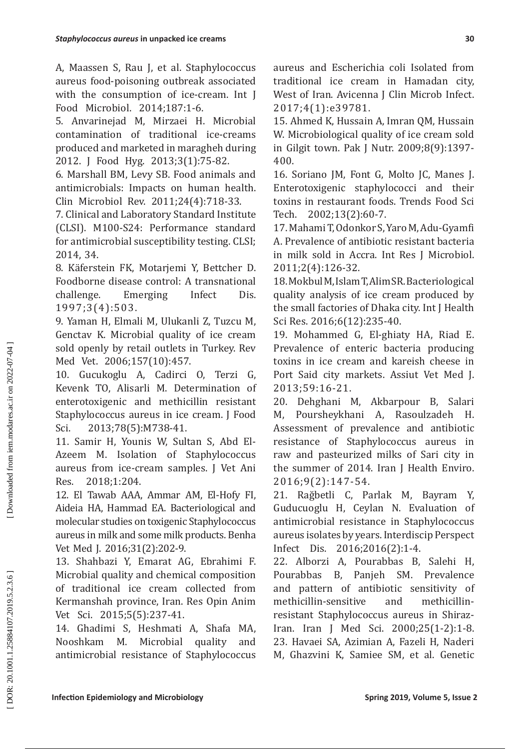A, Maassen S, Rau J, et al. Staphylococcus aureus food-poisoning outbreak associated with the consumption of ice-cream. Int J Food Microbiol. 2014;187:1-6.

5. Anvarinejad M, Mirzaei H. Microbial contamination of traditional ice-creams produced and marketed in maragheh during 2012. J Food Hyg. 2013;3(1):75-82.

6. Marshall BM, Levy SB. Food animals and antimicrobials: Impacts on human health. Clin Microbiol Rev. 2011;24(4):718-33.

7. Clinical and Laboratory Standard Institute (CLSI). M100-S24: Performance standard for antimicrobial susceptibility testing. CLSI; 2014, 34.

8. Käferstein FK, Motarjemi Y, Bettcher D. Foodborne disease control: A transnational challenge. Emerging Infect Dis. 1997;3(4):503.

9. Yaman H, Elmali M, Ulukanli Z, Tuzcu M, Genctav K. Microbial quality of ice cream sold openly by retail outlets in Turkey. Rev Med Vet. 2006;157(10):457.

10. Gucukoglu A, Cadirci O, Terzi G, Kevenk TO, Alisarli M. Determination of enterotoxigenic and methicillin resistant Staphylococcus aureus in ice cream. J Food Sci. 2013;78(5):M738-41.

11. Samir H, Younis W, Sultan S, Abd El-Azeem M. Isolation of Staphylococcus aureus from ice-cream samples. J Vet Ani Res. 2018;1:204.

12. El Tawab AAA, Ammar AM, El-Hofy FI, Aideia HA, Hammad EA. Bacteriological and molecular studies on toxigenic Staphylococcus aureus in milk and some milk products. Benha Vet Med J. 2016;31(2):202-9.

13. Shahbazi Y, Emarat AG, Ebrahimi F. Microbial quality and chemical composition of traditional ice cream collected from Kermanshah province, Iran. Res Opin Anim Vet Sci. 2015;5(5):237-41.

14. Ghadimi S, Heshmati A, Shafa MA, Nooshkam M. Microbial quality and antimicrobial resistance of Staphylococcus aureus and Escherichia coli Isolated from traditional ice cream in Hamadan city, West of Iran. Avicenna J Clin Microb Infect. 2017;4(1):e39781.

15. Ahmed K, Hussain A, Imran QM, Hussain W. Microbiological quality of ice cream sold in Gilgit town. Pak J Nutr. 2009;8(9):1397-400.

16. Soriano JM, Font G, Molto JC, Manes J. Enterotoxigenic staphylococci and their toxins in restaurant foods. Trends Food Sci Tech. 2002;13(2):60-7.

17. Mahami T, Odonkor S, Yaro M, Adu-Gyamfi A. Prevalence of antibiotic resistant bacteria in milk sold in Accra. Int Res J Microbiol. 2011;2(4):126-32.

18. Mokbul M, Islam T, Alim SR. Bacteriological quality analysis of ice cream produced by the small factories of Dhaka city. Int J Health Sci Res. 2016;6(12):235-40.

19. Mohammed G, El-ghiaty HA, Riad E. Prevalence of enteric bacteria producing toxins in ice cream and kareish cheese in Port Said city markets. Assiut Vet Med J. 2013;59:16-21.

20. Dehghani M, Akbarpour B, Salari M, Poursheykhani A, Rasoulzadeh H. Assessment of prevalence and antibiotic resistance of Staphylococcus aureus in raw and pasteurized milks of Sari city in the summer of 2014. Iran J Health Enviro. 2016;9(2):147-54.

21. Rağbetli C, Parlak M, Bayram Y, Guducuoglu H, Ceylan N. Evaluation of antimicrobial resistance in Staphylococcus aureus isolates by years. Interdiscip Perspect Infect Dis. 2016;2016(2):1-4.

22. Alborzi A, Pourabbas B, Salehi H, Pourabbas B, Panjeh SM. Prevalence and pattern of antibiotic sensitivity of methicillin-sensitive and methicillin-resistant Staphylococcus aureus in Shiraz-Iran. Iran J Med Sci. 2000;25(1-2):1-8.

23. Havaei SA, Azimian A, Fazeli H, Naderi M, Ghazvini K, Samiee SM, et al. Genetic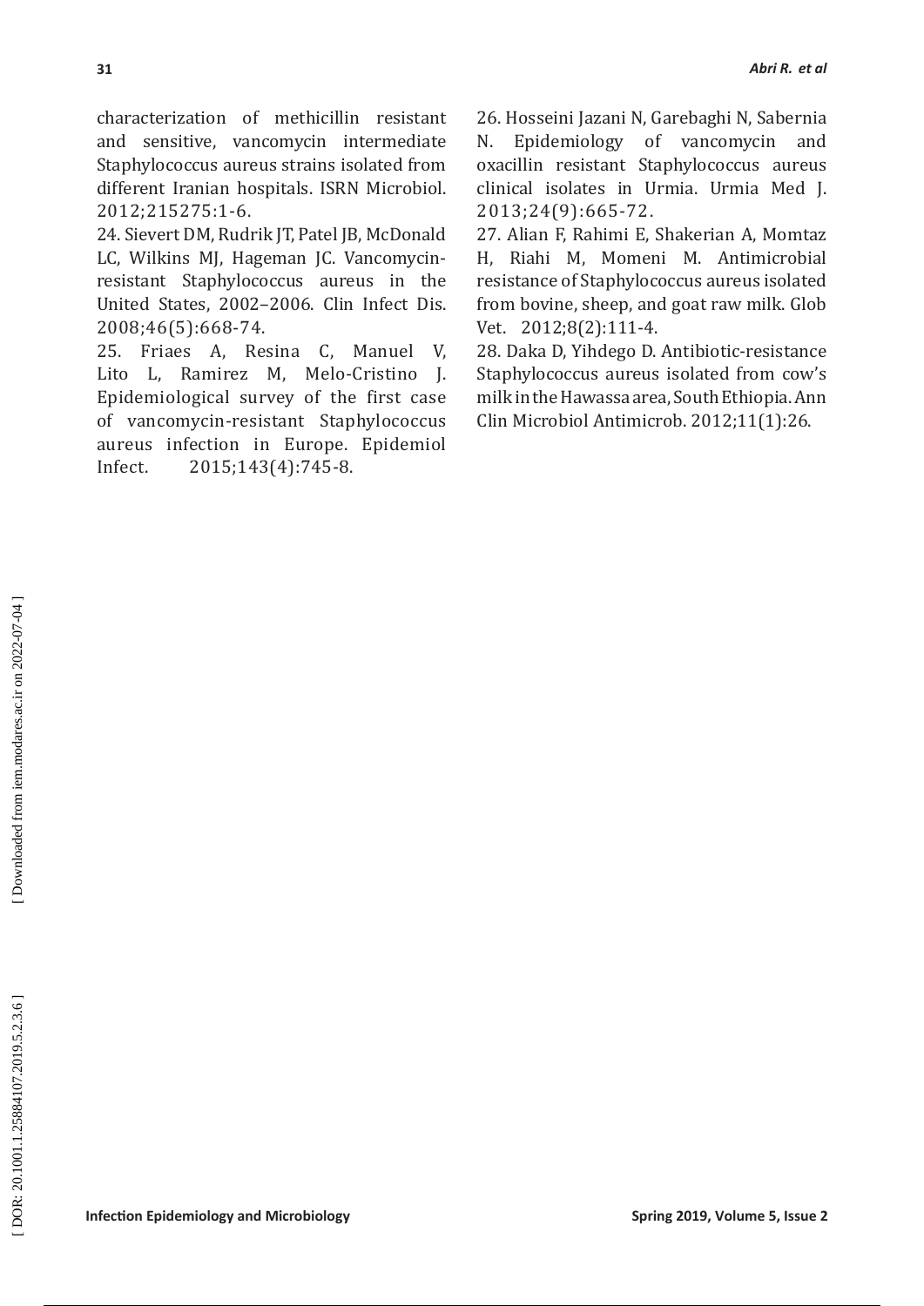characterization of methicillin resistant and sensitive, vancomycin intermediate Staphylococcus aureus strains isolated from different Iranian hospitals. ISRN Microbiol. 2012;215275:1-6.

24. Sievert DM, Rudrik JT, Patel JB, McDonald LC, Wilkins MJ, Hageman JC. Vancomycin-resistant Staphylococcus aureus in the United States, 2002–2006. Clin Infect Dis. 2008;46(5):668-74.

25. Friaes A, Resina C, Manuel V, Lito L, Ramirez M, Melo-Cristino J. Epidemiological survey of the first case of vancomycin-resistant Staphylococcus aureus infection in Europe. Epidemiol Infect. 2015;143(4):745-8.

26. Hosseini Jazani N, Garebaghi N, Sabernia N. Epidemiology of vancomycin and oxacillin resistant Staphylococcus aureus clinical isolates in Urmia. Urmia Med J. 2013;24(9):665-72.

27. Alian F, Rahimi E, Shakerian A, Momtaz H, Riahi M, Momeni M. Antimicrobial resistance of Staphylococcus aureus isolated from bovine, sheep, and goat raw milk. Glob Vet. 2012;8(2):111-4.

28. Daka D, Yihdego D. Antibiotic-resistance Staphylococcus aureus isolated from cow's milk in the Hawassa area, South Ethiopia. Ann Clin Microbiol Antimicrob. 2012;11(1):26.